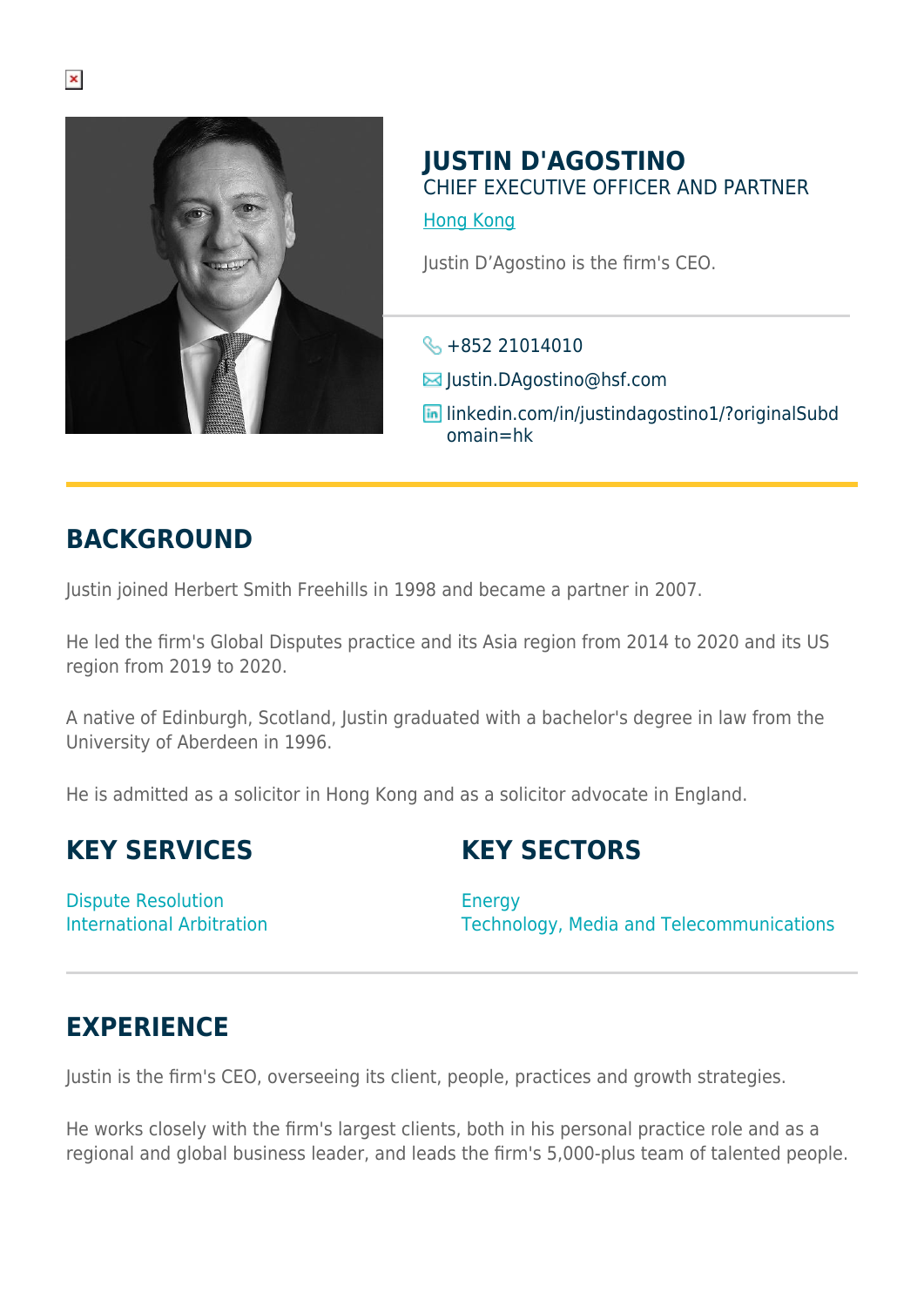# JUSTIN D'AGOSTINO

CHIEF EXECUTIVE OFFICER AND PARTNER

Hong Kong

Justin D'Agostino is the firm's CEO.

+852 21014010

Justin.DAgostino@hsf.com

linkedin.com/in/justindagostino1/?originalSubdomain=hk

## BACKGROUND

Justin joined Herbert Smith Freehills in 1998 and became a partner in 2007.

He led the firm's Global Disputes practice and its Asia region from 2014 to 2020 and its US region from 2019 to 2020.

A native of Edinburgh, Scotland, Justin graduated with a bachelor's degree in law from the University of Aberdeen in 1996.

He is admitted as a solicitor in Hong Kong and as a solicitor advocate in England.

## KEY SERVICES

Dispute Resolution
International Arbitration

## KEY SECTORS

Energy
Technology, Media and Telecommunications

## EXPERIENCE

Justin is the firm's CEO, overseeing its client, people, practices and growth strategies.

He works closely with the firm's largest clients, both in his personal practice role and as a regional and global business leader, and leads the firm's 5,000-plus team of talented people.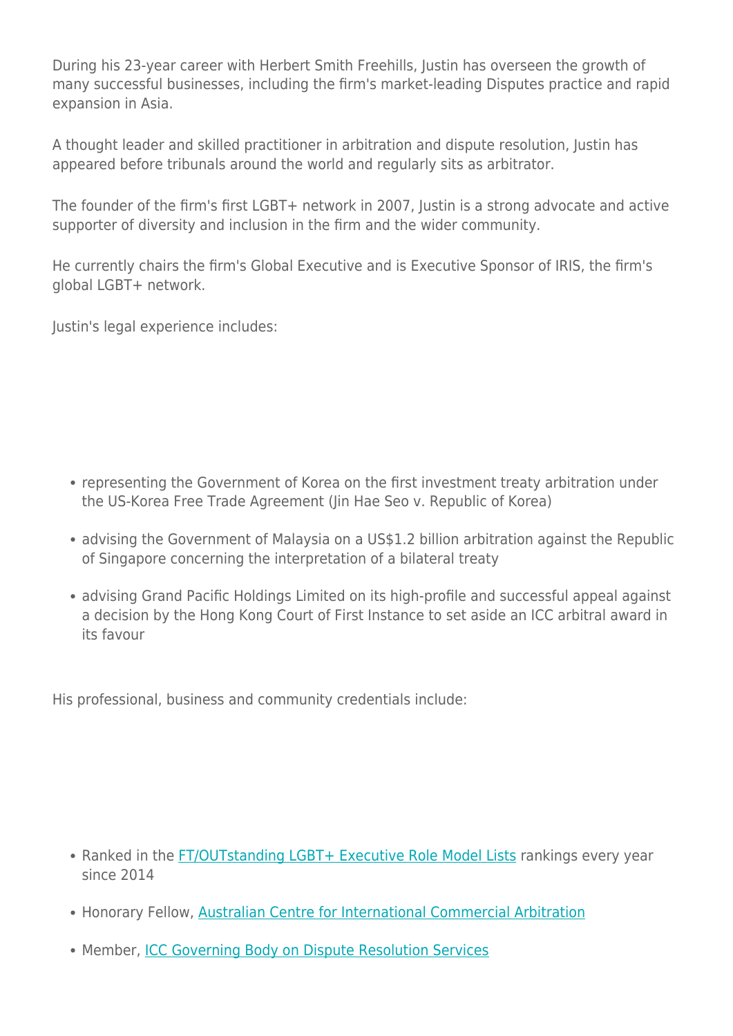During his 23-year career with Herbert Smith Freehills, Justin has overseen the growth of many successful businesses, including the firm's market-leading Disputes practice and rapid expansion in Asia.

A thought leader and skilled practitioner in arbitration and dispute resolution, Justin has appeared before tribunals around the world and regularly sits as arbitrator.

The founder of the firm's first LGBT+ network in 2007, Justin is a strong advocate and active supporter of diversity and inclusion in the firm and the wider community.

He currently chairs the firm's Global Executive and is Executive Sponsor of IRIS, the firm's global LGBT+ network.

Justin's legal experience includes:

- representing the Government of Korea on the first investment treaty arbitration under the US-Korea Free Trade Agreement (Jin Hae Seo v. Republic of Korea)
- advising the Government of Malaysia on a US$1.2 billion arbitration against the Republic of Singapore concerning the interpretation of a bilateral treaty
- advising Grand Pacific Holdings Limited on its high-profile and successful appeal against a decision by the Hong Kong Court of First Instance to set aside an ICC arbitral award in its favour

His professional, business and community credentials include:

- Ranked in the FT/OUTstanding LGBT+ Executive Role Model Lists rankings every year since 2014
- Honorary Fellow, Australian Centre for International Commercial Arbitration
- Member, ICC Governing Body on Dispute Resolution Services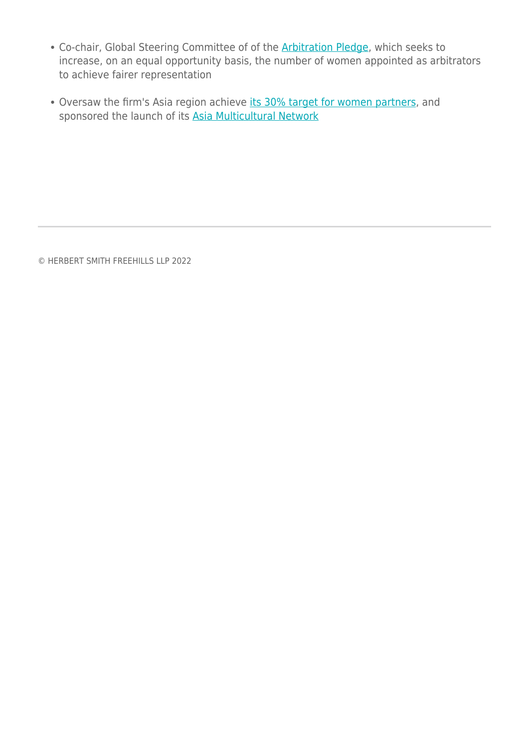- Co-chair, Global Steering Committee of of the [Arbitration Pledge], which seeks to increase, on an equal opportunity basis, the number of women appointed as arbitrators to achieve fairer representation
- Oversaw the firm's Asia region achieve [its 30% target for women partners], and sponsored the launch of its [Asia Multicultural Network]

---

© HERBERT SMITH FREEHILLS LLP 2022